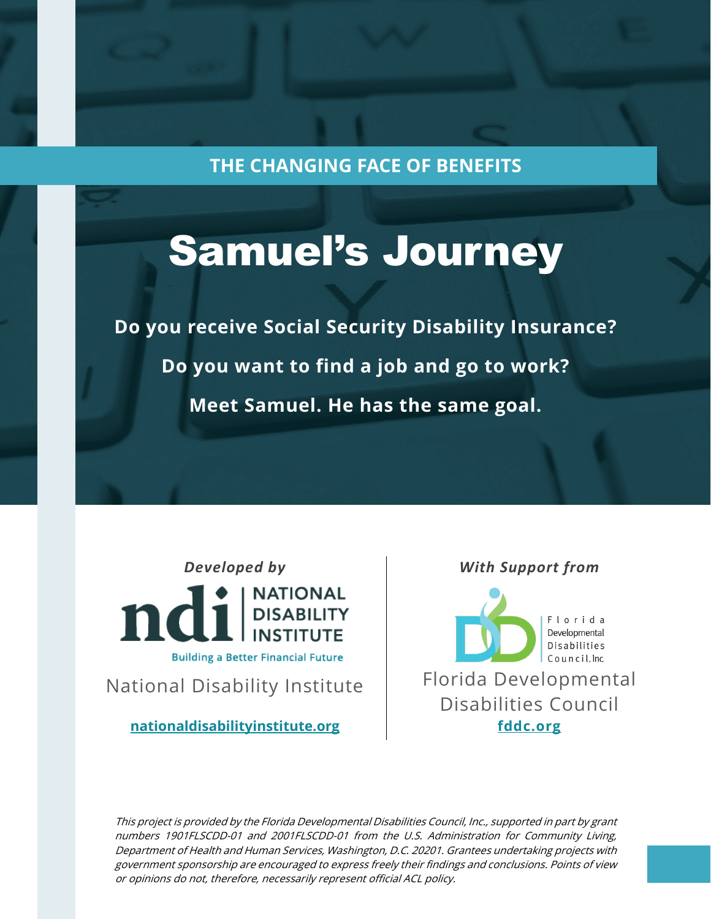THE CHANGING FACE OF BENEFITS

# Samuel's Journey

**Do you receive Social Security Disability Insurance?**

**Do you want to find a job and go to work?**

**Meet Samuel. He has the same goal.**

***Developed by***

NATIONAL DISABILITY INSTITUTE

Building a Better Financial Future

National Disability Institute

**nationaldisabilityinstitute.org**

***With Support from***

Florida Developmental Disabilities Council, Inc.

Florida Developmental Disabilities Council

**fddc.org**

*This project is provided by the Florida Developmental Disabilities Council, Inc., supported in part by grant numbers 1901FLSCDD-01 and 2001FLSCDD-01 from the U.S. Administration for Community Living, Department of Health and Human Services, Washington, D.C. 20201. Grantees undertaking projects with government sponsorship are encouraged to express freely their findings and conclusions. Points of view or opinions do not, therefore, necessarily represent official ACL policy.*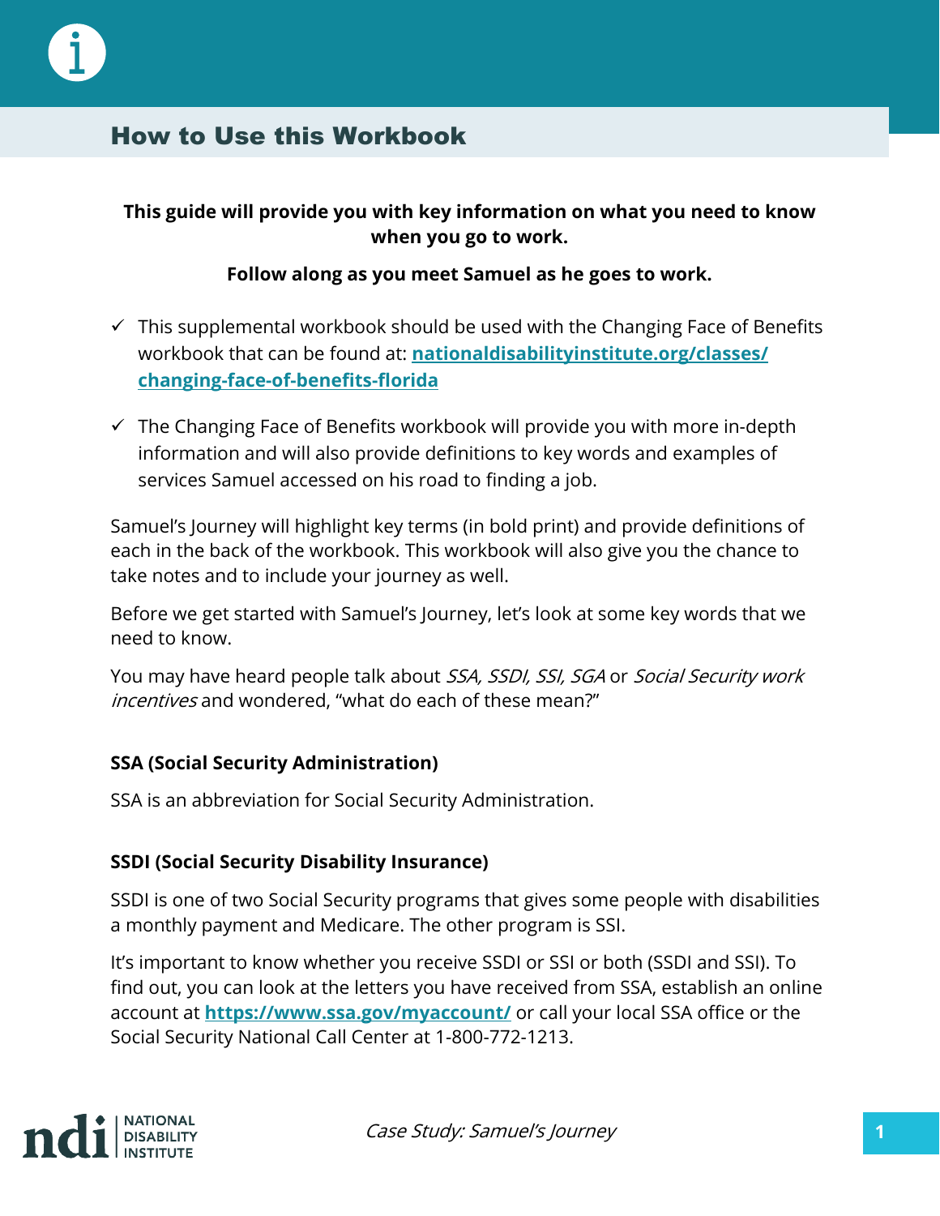## How to Use this Workbook

**This guide will provide you with key information on what you need to know when you go to work.**

**Follow along as you meet Samuel as he goes to work.**

- ✓ This supplemental workbook should be used with the Changing Face of Benefits workbook that can be found at: **nationaldisabilityinstitute.org/classes/changing-face-of-benefits-florida**
- ✓ The Changing Face of Benefits workbook will provide you with more in-depth information and will also provide definitions to key words and examples of services Samuel accessed on his road to finding a job.

Samuel's Journey will highlight key terms (in bold print) and provide definitions of each in the back of the workbook. This workbook will also give you the chance to take notes and to include your journey as well.

Before we get started with Samuel's Journey, let's look at some key words that we need to know.

You may have heard people talk about *SSA, SSDI, SSI, SGA* or *Social Security work incentives* and wondered, "what do each of these mean?"

### SSA (Social Security Administration)

SSA is an abbreviation for Social Security Administration.

### SSDI (Social Security Disability Insurance)

SSDI is one of two Social Security programs that gives some people with disabilities a monthly payment and Medicare. The other program is SSI.

It's important to know whether you receive SSDI or SSI or both (SSDI and SSI). To find out, you can look at the letters you have received from SSA, establish an online account at **https://www.ssa.gov/myaccount/** or call your local SSA office or the Social Security National Call Center at 1-800-772-1213.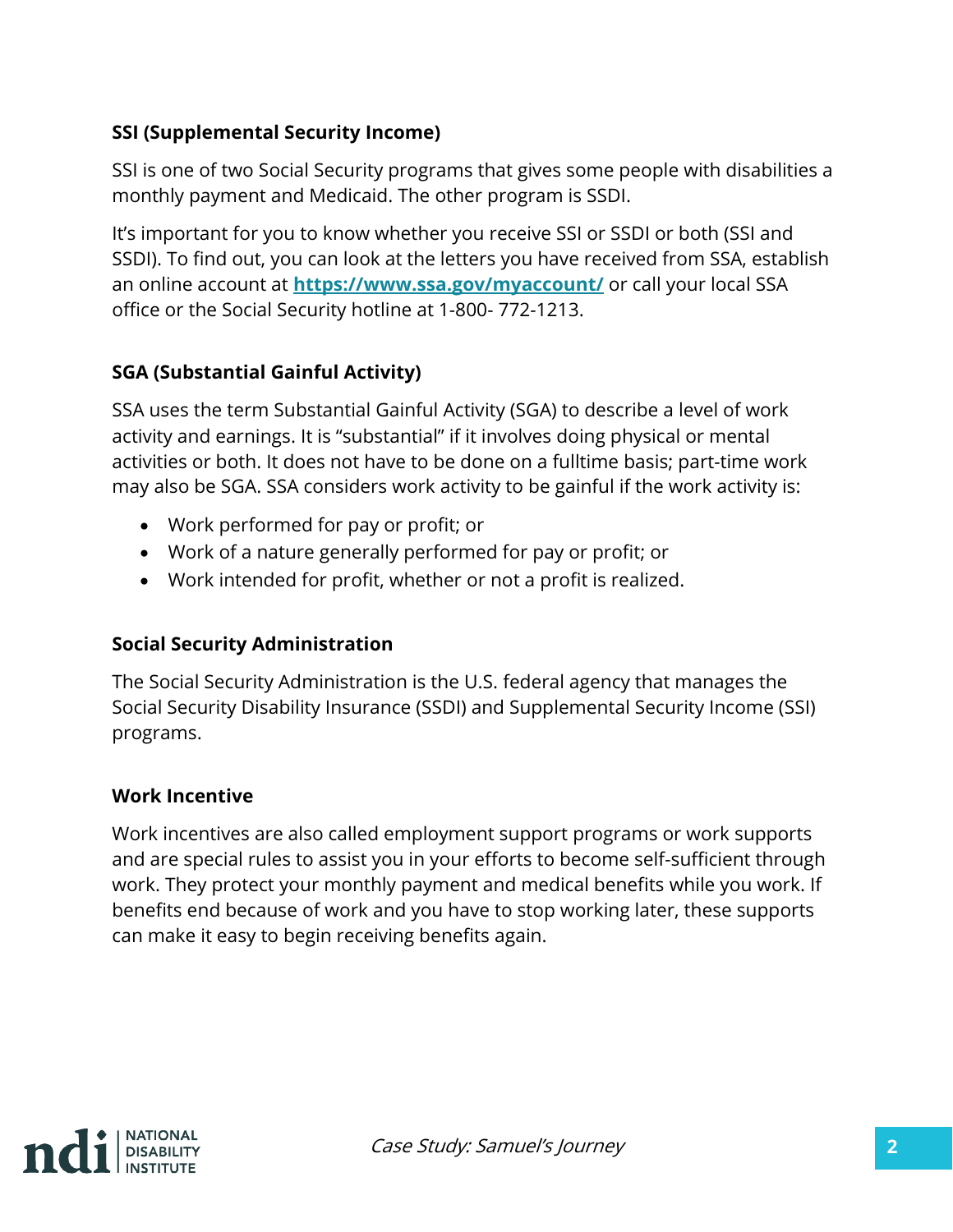### SSI (Supplemental Security Income)

SSI is one of two Social Security programs that gives some people with disabilities a monthly payment and Medicaid. The other program is SSDI.

It's important for you to know whether you receive SSI or SSDI or both (SSI and SSDI). To find out, you can look at the letters you have received from SSA, establish an online account at **[https://www.ssa.gov/myaccount/](https://www.ssa.gov/myaccount/)** or call your local SSA office or the Social Security hotline at 1-800- 772-1213.

### SGA (Substantial Gainful Activity)

SSA uses the term Substantial Gainful Activity (SGA) to describe a level of work activity and earnings. It is "substantial" if it involves doing physical or mental activities or both. It does not have to be done on a fulltime basis; part-time work may also be SGA. SSA considers work activity to be gainful if the work activity is:

- Work performed for pay or profit; or
- Work of a nature generally performed for pay or profit; or
- Work intended for profit, whether or not a profit is realized.

### Social Security Administration

The Social Security Administration is the U.S. federal agency that manages the Social Security Disability Insurance (SSDI) and Supplemental Security Income (SSI) programs.

### Work Incentive

Work incentives are also called employment support programs or work supports and are special rules to assist you in your efforts to become self-sufficient through work. They protect your monthly payment and medical benefits while you work. If benefits end because of work and you have to stop working later, these supports can make it easy to begin receiving benefits again.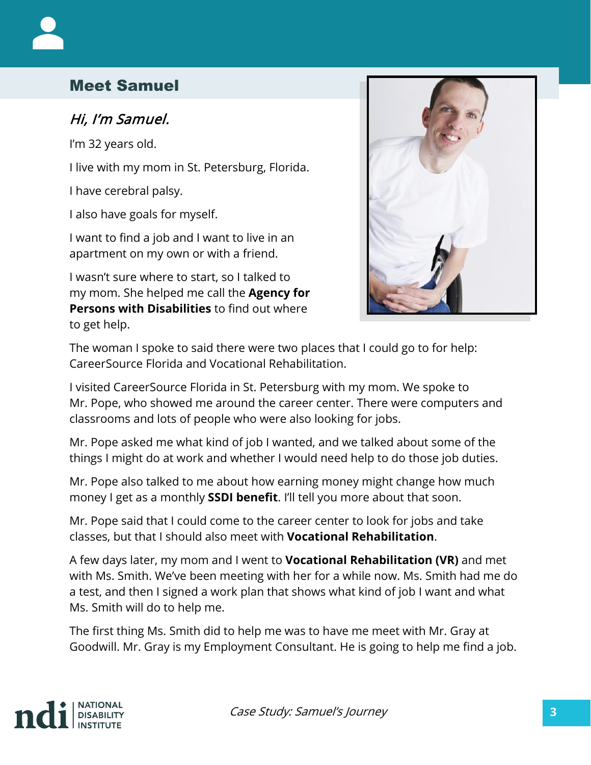## Meet Samuel

*Hi, I'm Samuel.*

I'm 32 years old.

I live with my mom in St. Petersburg, Florida.

I have cerebral palsy.

I also have goals for myself.

I want to find a job and I want to live in an apartment on my own or with a friend.

I wasn't sure where to start, so I talked to my mom. She helped me call the **Agency for Persons with Disabilities** to find out where to get help.

The woman I spoke to said there were two places that I could go to for help: CareerSource Florida and Vocational Rehabilitation.

I visited CareerSource Florida in St. Petersburg with my mom. We spoke to Mr. Pope, who showed me around the career center. There were computers and classrooms and lots of people who were also looking for jobs.

Mr. Pope asked me what kind of job I wanted, and we talked about some of the things I might do at work and whether I would need help to do those job duties.

Mr. Pope also talked to me about how earning money might change how much money I get as a monthly **SSDI benefit**. I'll tell you more about that soon.

Mr. Pope said that I could come to the career center to look for jobs and take classes, but that I should also meet with **Vocational Rehabilitation**.

A few days later, my mom and I went to **Vocational Rehabilitation (VR)** and met with Ms. Smith. We've been meeting with her for a while now. Ms. Smith had me do a test, and then I signed a work plan that shows what kind of job I want and what Ms. Smith will do to help me.

The first thing Ms. Smith did to help me was to have me meet with Mr. Gray at Goodwill. Mr. Gray is my Employment Consultant. He is going to help me find a job.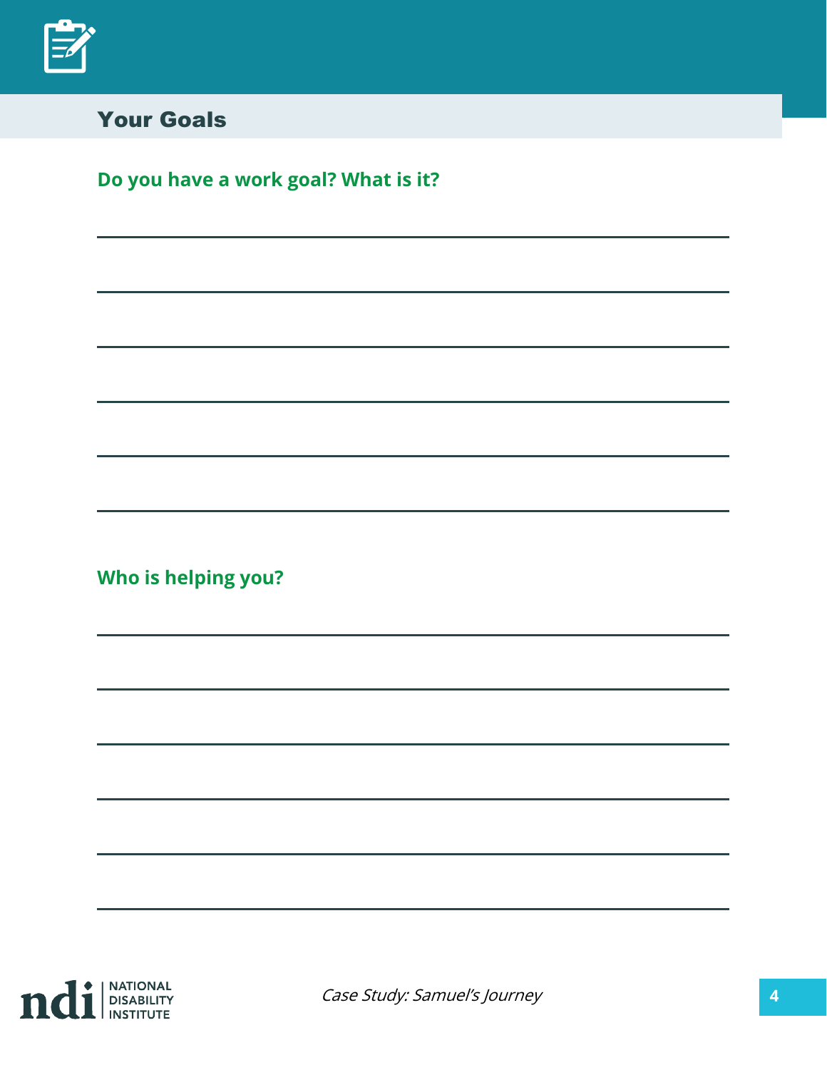## Your Goals

**Do you have a work goal? What is it?**

**Who is helping you?**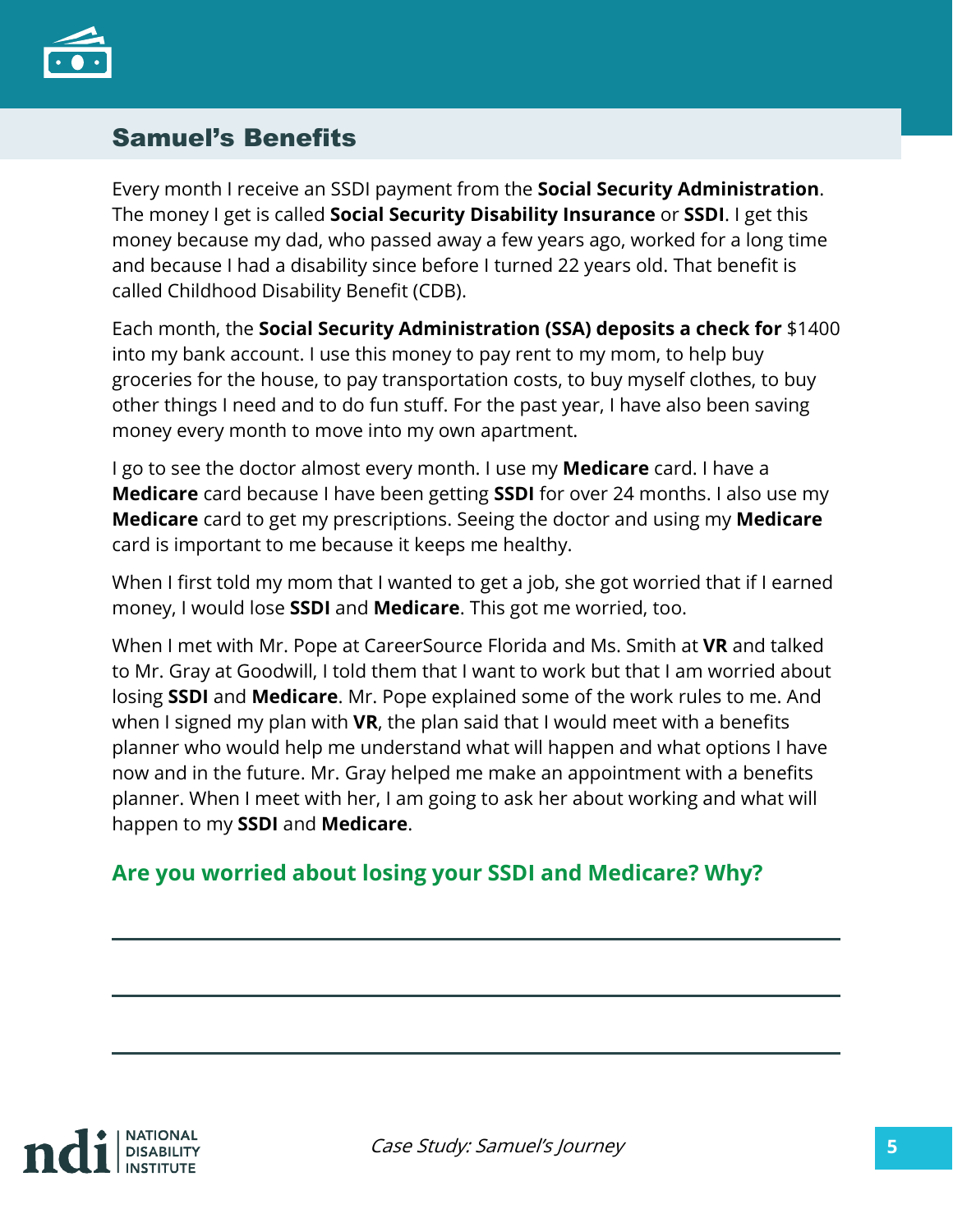## Samuel's Benefits

Every month I receive an SSDI payment from the **Social Security Administration**. The money I get is called **Social Security Disability Insurance** or **SSDI**. I get this money because my dad, who passed away a few years ago, worked for a long time and because I had a disability since before I turned 22 years old. That benefit is called Childhood Disability Benefit (CDB).

Each month, the **Social Security Administration (SSA) deposits a check for** $1400 into my bank account. I use this money to pay rent to my mom, to help buy groceries for the house, to pay transportation costs, to buy myself clothes, to buy other things I need and to do fun stuff. For the past year, I have also been saving money every month to move into my own apartment.

I go to see the doctor almost every month. I use my **Medicare** card. I have a **Medicare** card because I have been getting **SSDI** for over 24 months. I also use my **Medicare** card to get my prescriptions. Seeing the doctor and using my **Medicare** card is important to me because it keeps me healthy.

When I first told my mom that I wanted to get a job, she got worried that if I earned money, I would lose **SSDI** and **Medicare**. This got me worried, too.

When I met with Mr. Pope at CareerSource Florida and Ms. Smith at **VR** and talked to Mr. Gray at Goodwill, I told them that I want to work but that I am worried about losing **SSDI** and **Medicare**. Mr. Pope explained some of the work rules to me. And when I signed my plan with **VR**, the plan said that I would meet with a benefits planner who would help me understand what will happen and what options I have now and in the future. Mr. Gray helped me make an appointment with a benefits planner. When I meet with her, I am going to ask her about working and what will happen to my **SSDI** and **Medicare**.

### Are you worried about losing your SSDI and Medicare? Why?

______________________________________________

______________________________________________

______________________________________________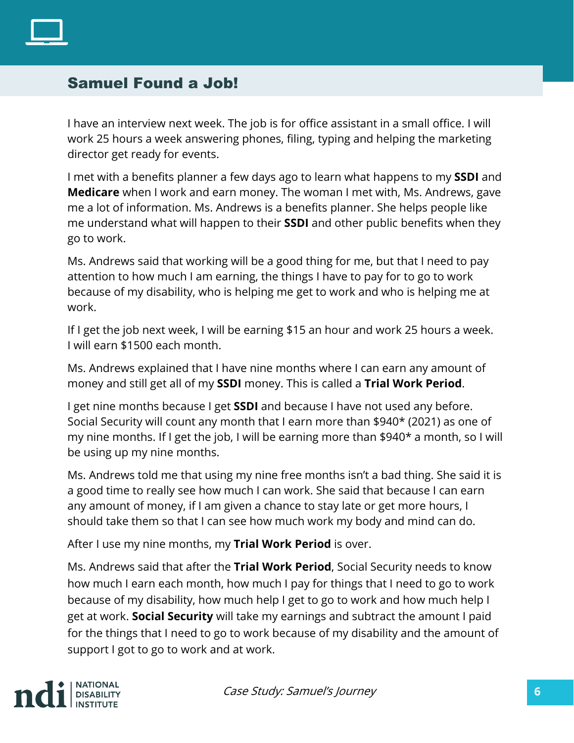## Samuel Found a Job!

I have an interview next week. The job is for office assistant in a small office. I will work 25 hours a week answering phones, filing, typing and helping the marketing director get ready for events.

I met with a benefits planner a few days ago to learn what happens to my **SSDI** and **Medicare** when I work and earn money. The woman I met with, Ms. Andrews, gave me a lot of information. Ms. Andrews is a benefits planner. She helps people like me understand what will happen to their **SSDI** and other public benefits when they go to work.

Ms. Andrews said that working will be a good thing for me, but that I need to pay attention to how much I am earning, the things I have to pay for to go to work because of my disability, who is helping me get to work and who is helping me at work.

If I get the job next week, I will be earning $15 an hour and work 25 hours a week. I will earn $1500 each month.

Ms. Andrews explained that I have nine months where I can earn any amount of money and still get all of my **SSDI** money. This is called a **Trial Work Period**.

I get nine months because I get **SSDI** and because I have not used any before. Social Security will count any month that I earn more than $940* (2021) as one of my nine months. If I get the job, I will be earning more than $940* a month, so I will be using up my nine months.

Ms. Andrews told me that using my nine free months isn't a bad thing. She said it is a good time to really see how much I can work. She said that because I can earn any amount of money, if I am given a chance to stay late or get more hours, I should take them so that I can see how much work my body and mind can do.

After I use my nine months, my **Trial Work Period** is over.

Ms. Andrews said that after the **Trial Work Period**, Social Security needs to know how much I earn each month, how much I pay for things that I need to go to work because of my disability, how much help I get to go to work and how much help I get at work. **Social Security** will take my earnings and subtract the amount I paid for the things that I need to go to work because of my disability and the amount of support I got to go to work and at work.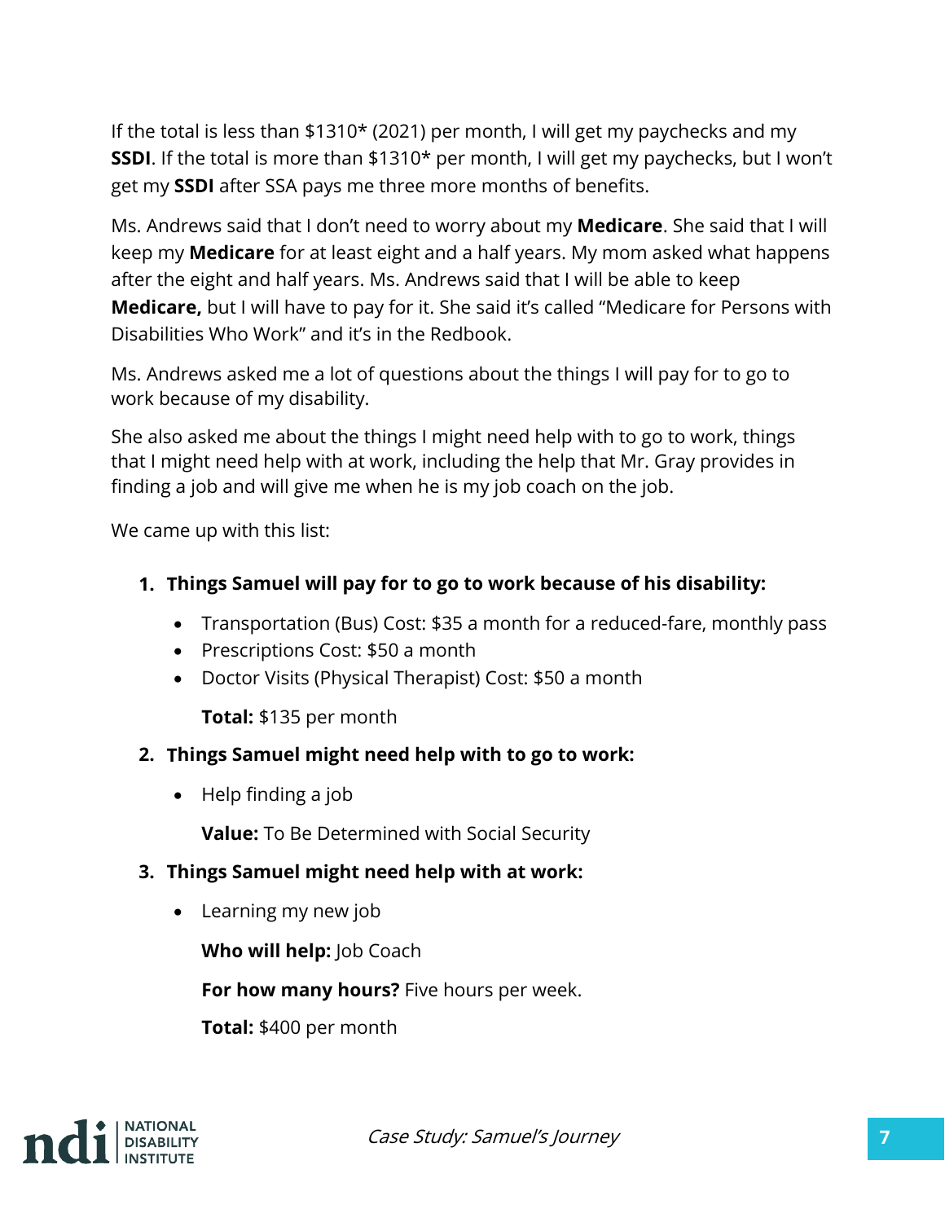If the total is less than $1310* (2021) per month, I will get my paychecks and my **SSDI**. If the total is more than $1310* per month, I will get my paychecks, but I won't get my **SSDI** after SSA pays me three more months of benefits.

Ms. Andrews said that I don't need to worry about my **Medicare**. She said that I will keep my **Medicare** for at least eight and a half years. My mom asked what happens after the eight and half years. Ms. Andrews said that I will be able to keep **Medicare,** but I will have to pay for it. She said it's called "Medicare for Persons with Disabilities Who Work" and it's in the Redbook.

Ms. Andrews asked me a lot of questions about the things I will pay for to go to work because of my disability.

She also asked me about the things I might need help with to go to work, things that I might need help with at work, including the help that Mr. Gray provides in finding a job and will give me when he is my job coach on the job.

We came up with this list:

1. **Things Samuel will pay for to go to work because of his disability:**

   - Transportation (Bus) Cost: $35 a month for a reduced-fare, monthly pass
   - Prescriptions Cost: $50 a month
   - Doctor Visits (Physical Therapist) Cost: $50 a month

   **Total:** $135 per month

2. **Things Samuel might need help with to go to work:**

   - Help finding a job

   **Value:** To Be Determined with Social Security

3. **Things Samuel might need help with at work:**

   - Learning my new job

   **Who will help:** Job Coach

   **For how many hours?** Five hours per week.

   **Total:** $400 per month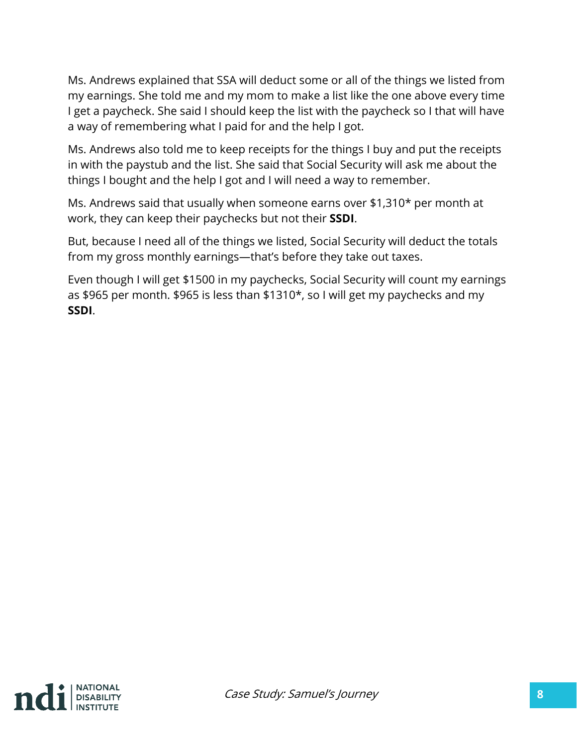Ms. Andrews explained that SSA will deduct some or all of the things we listed from my earnings. She told me and my mom to make a list like the one above every time I get a paycheck. She said I should keep the list with the paycheck so I that will have a way of remembering what I paid for and the help I got.

Ms. Andrews also told me to keep receipts for the things I buy and put the receipts in with the paystub and the list. She said that Social Security will ask me about the things I bought and the help I got and I will need a way to remember.

Ms. Andrews said that usually when someone earns over $1,310* per month at work, they can keep their paychecks but not their **SSDI**.

But, because I need all of the things we listed, Social Security will deduct the totals from my gross monthly earnings—that's before they take out taxes.

Even though I will get $1500 in my paychecks, Social Security will count my earnings as $965 per month. $965 is less than $1310*, so I will get my paychecks and my **SSDI**.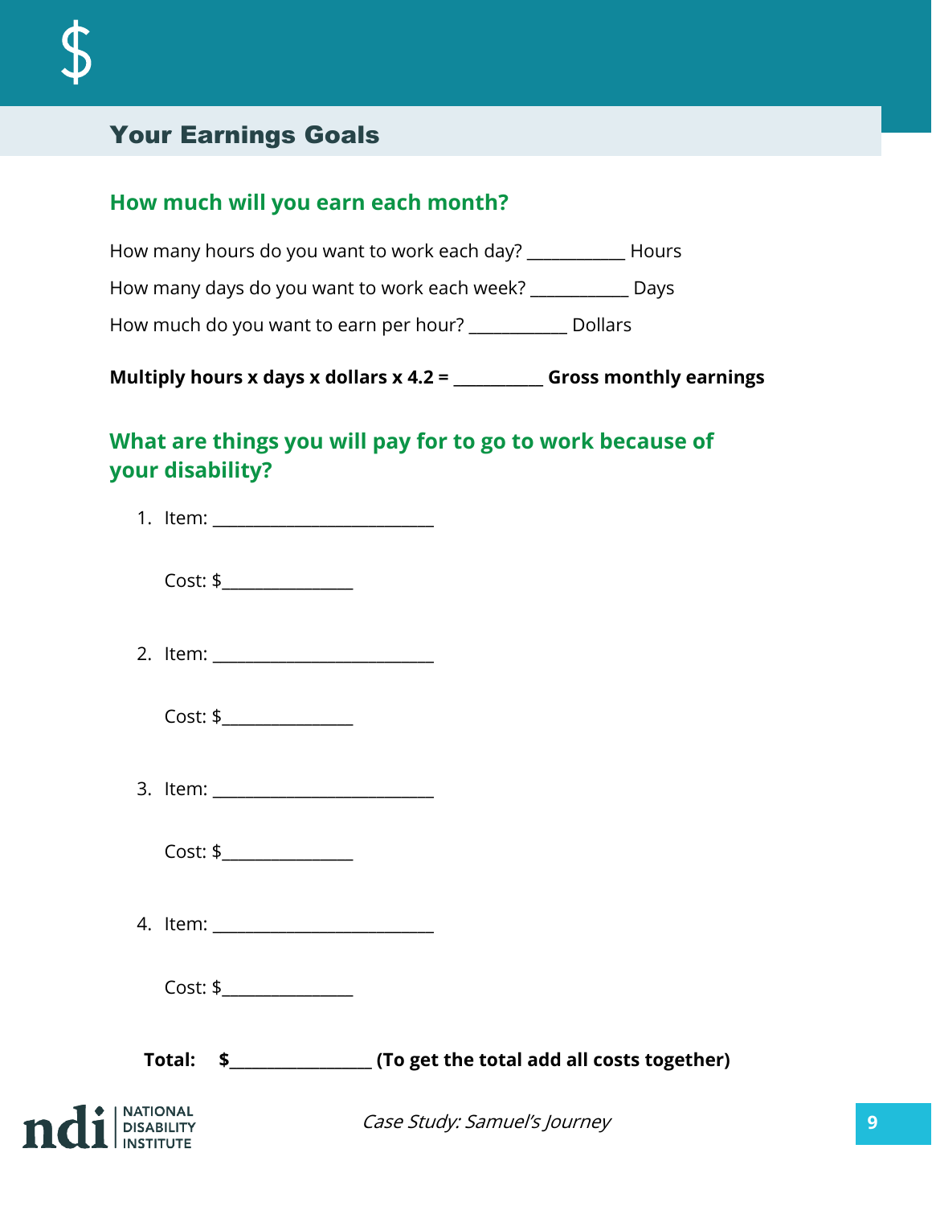## Your Earnings Goals

### How much will you earn each month?

How many hours do you want to work each day? ___________ Hours

How many days do you want to work each week? ___________ Days

How much do you want to earn per hour? ___________ Dollars

**Multiply hours x days x dollars x 4.2 = __________ Gross monthly earnings**

### What are things you will pay for to go to work because of your disability?

1. Item: _________________________

   Cost: $_______________

2. Item: _________________________

   Cost: $_______________

3. Item: _________________________

   Cost: $_______________

4. Item: _________________________

   Cost: $_______________

**Total: $_______________ (To get the total add all costs together)**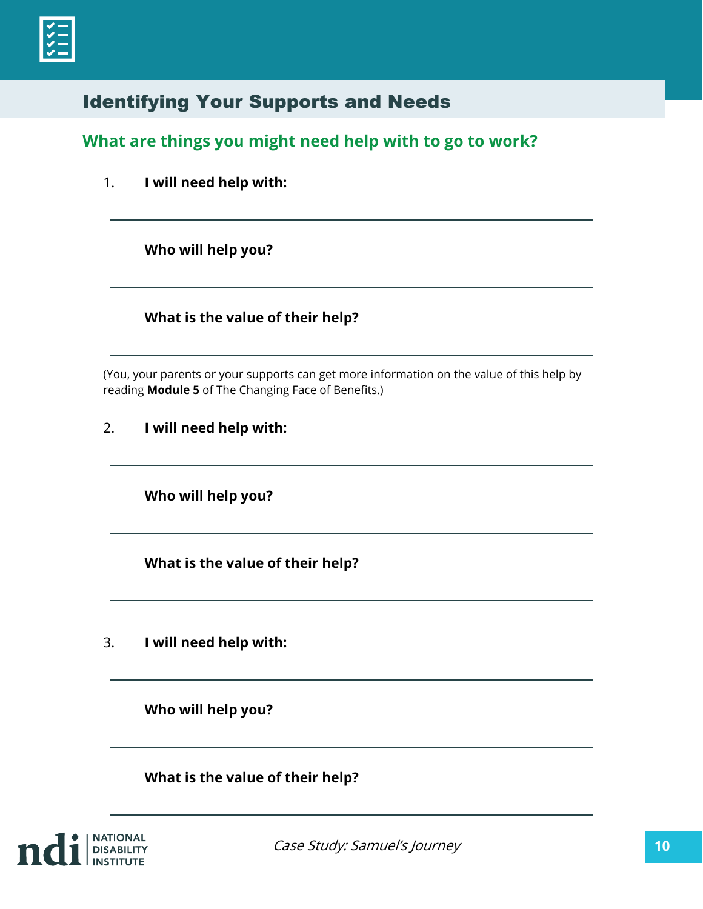## Identifying Your Supports and Needs

### What are things you might need help with to go to work?

1. **I will need help with:**

   ___

   **Who will help you?**

   ___

   **What is the value of their help?**

   ___

(You, your parents or your supports can get more information on the value of this help by reading **Module 5** of The Changing Face of Benefits.)

2. **I will need help with:**

   ___

   **Who will help you?**

   ___

   **What is the value of their help?**

   ___

3. **I will need help with:**

   ___

   **Who will help you?**

   ___

   **What is the value of their help?**

   ___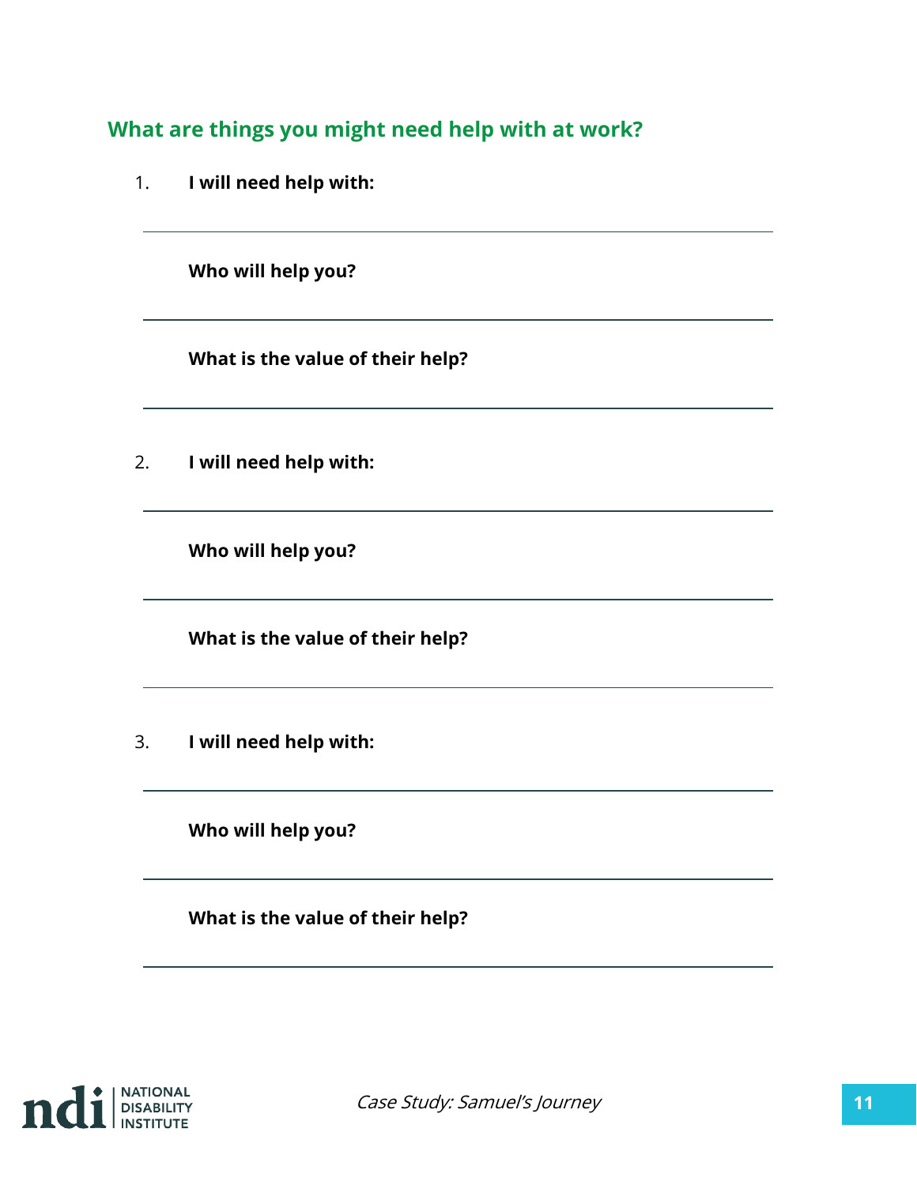## What are things you might need help with at work?

1. **I will need help with:**

   ___

   **Who will help you?**

   ___

   **What is the value of their help?**

   ___

2. **I will need help with:**

   ___

   **Who will help you?**

   ___

   **What is the value of their help?**

   ___

3. **I will need help with:**

   ___

   **Who will help you?**

   ___

   **What is the value of their help?**

   ___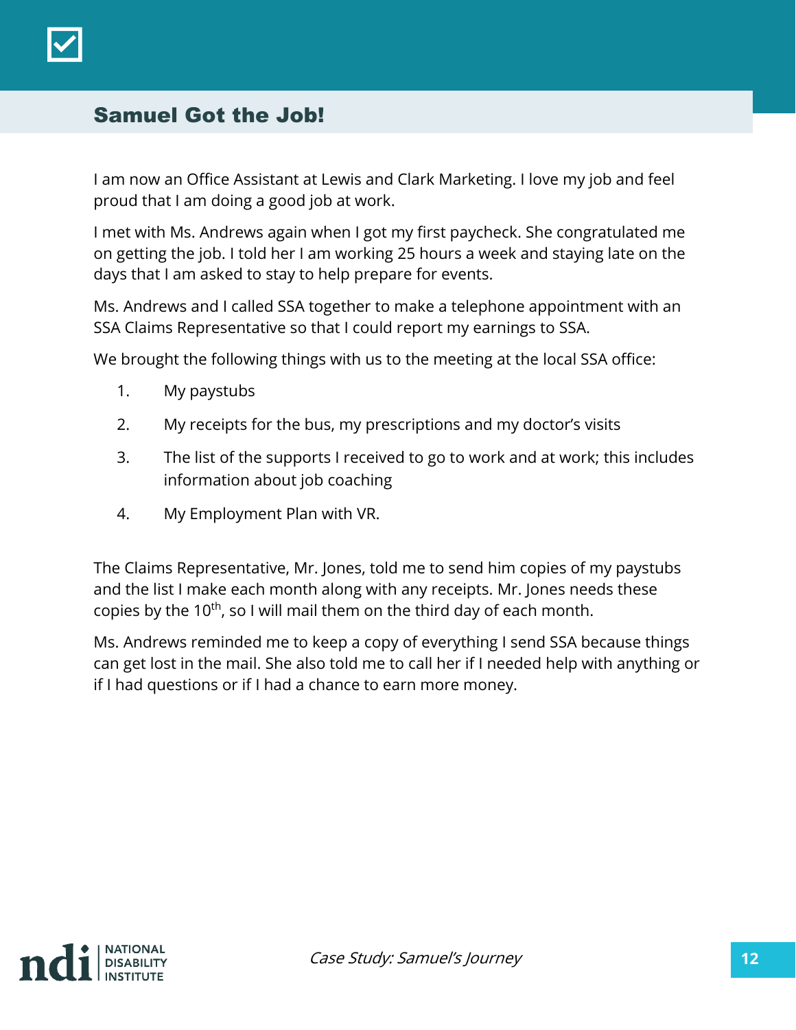## Samuel Got the Job!

I am now an Office Assistant at Lewis and Clark Marketing. I love my job and feel proud that I am doing a good job at work.

I met with Ms. Andrews again when I got my first paycheck. She congratulated me on getting the job. I told her I am working 25 hours a week and staying late on the days that I am asked to stay to help prepare for events.

Ms. Andrews and I called SSA together to make a telephone appointment with an SSA Claims Representative so that I could report my earnings to SSA.

We brought the following things with us to the meeting at the local SSA office:

1. My paystubs
2. My receipts for the bus, my prescriptions and my doctor's visits
3. The list of the supports I received to go to work and at work; this includes information about job coaching
4. My Employment Plan with VR.

The Claims Representative, Mr. Jones, told me to send him copies of my paystubs and the list I make each month along with any receipts. Mr. Jones needs these copies by the 10th, so I will mail them on the third day of each month.

Ms. Andrews reminded me to keep a copy of everything I send SSA because things can get lost in the mail. She also told me to call her if I needed help with anything or if I had questions or if I had a chance to earn more money.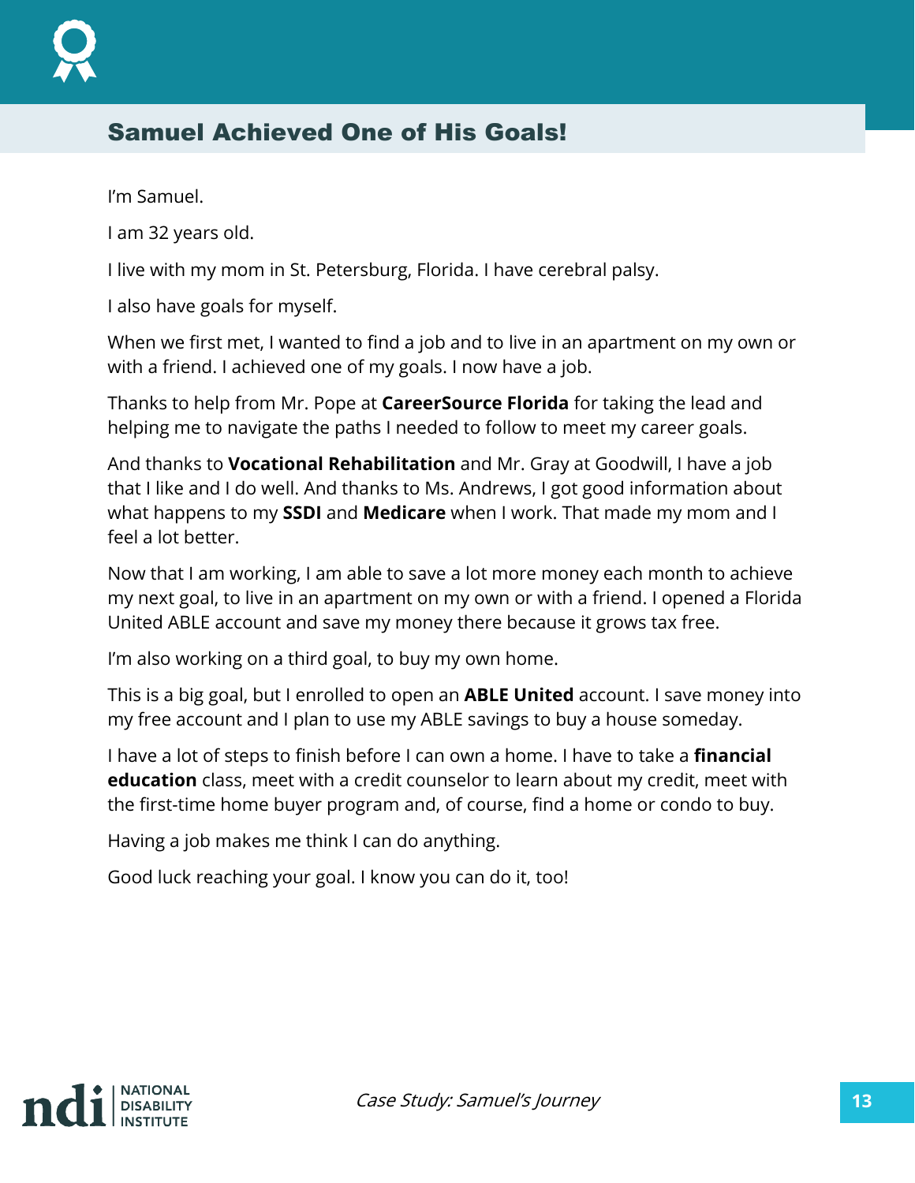## Samuel Achieved One of His Goals!

I'm Samuel.

I am 32 years old.

I live with my mom in St. Petersburg, Florida. I have cerebral palsy.

I also have goals for myself.

When we first met, I wanted to find a job and to live in an apartment on my own or with a friend. I achieved one of my goals. I now have a job.

Thanks to help from Mr. Pope at **CareerSource Florida** for taking the lead and helping me to navigate the paths I needed to follow to meet my career goals.

And thanks to **Vocational Rehabilitation** and Mr. Gray at Goodwill, I have a job that I like and I do well. And thanks to Ms. Andrews, I got good information about what happens to my **SSDI** and **Medicare** when I work. That made my mom and I feel a lot better.

Now that I am working, I am able to save a lot more money each month to achieve my next goal, to live in an apartment on my own or with a friend. I opened a Florida United ABLE account and save my money there because it grows tax free.

I'm also working on a third goal, to buy my own home.

This is a big goal, but I enrolled to open an **ABLE United** account. I save money into my free account and I plan to use my ABLE savings to buy a house someday.

I have a lot of steps to finish before I can own a home. I have to take a **financial education** class, meet with a credit counselor to learn about my credit, meet with the first-time home buyer program and, of course, find a home or condo to buy.

Having a job makes me think I can do anything.

Good luck reaching your goal. I know you can do it, too!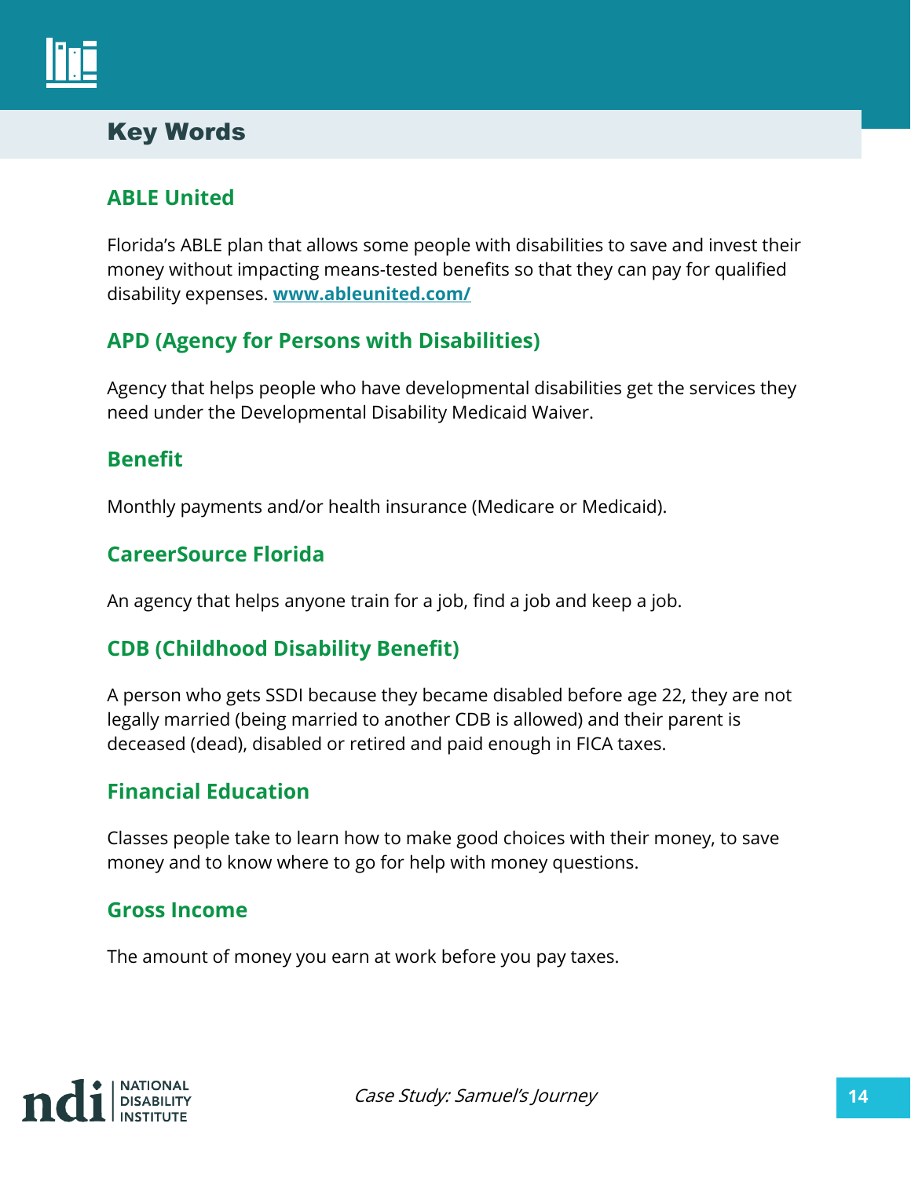## Key Words

### ABLE United

Florida's ABLE plan that allows some people with disabilities to save and invest their money without impacting means-tested benefits so that they can pay for qualified disability expenses. **www.ableunited.com/**

### APD (Agency for Persons with Disabilities)

Agency that helps people who have developmental disabilities get the services they need under the Developmental Disability Medicaid Waiver.

### Benefit

Monthly payments and/or health insurance (Medicare or Medicaid).

### CareerSource Florida

An agency that helps anyone train for a job, find a job and keep a job.

### CDB (Childhood Disability Benefit)

A person who gets SSDI because they became disabled before age 22, they are not legally married (being married to another CDB is allowed) and their parent is deceased (dead), disabled or retired and paid enough in FICA taxes.

### Financial Education

Classes people take to learn how to make good choices with their money, to save money and to know where to go for help with money questions.

### Gross Income

The amount of money you earn at work before you pay taxes.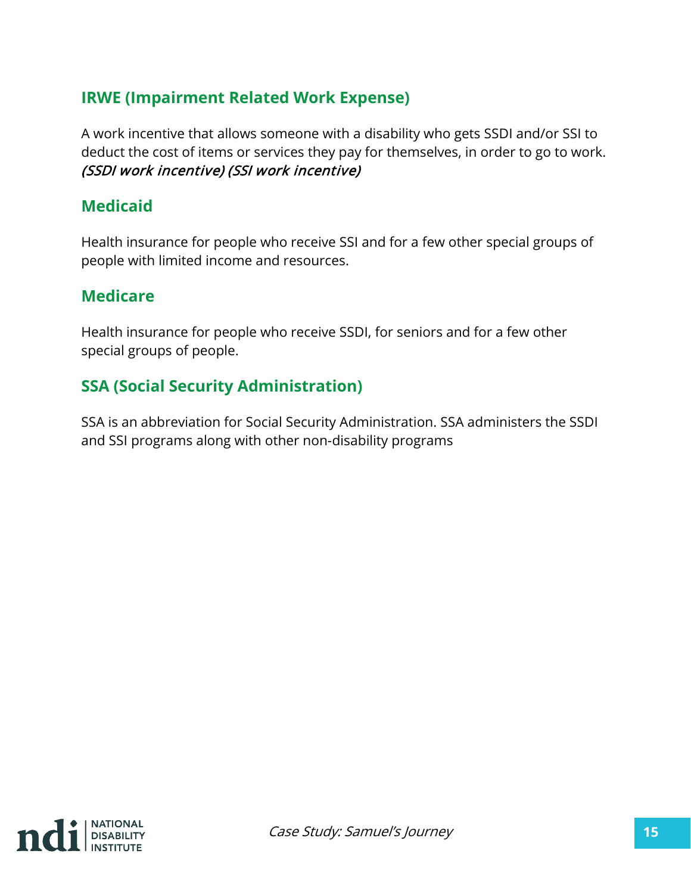## IRWE (Impairment Related Work Expense)

A work incentive that allows someone with a disability who gets SSDI and/or SSI to deduct the cost of items or services they pay for themselves, in order to go to work. *(SSDI work incentive) (SSI work incentive)*

## Medicaid

Health insurance for people who receive SSI and for a few other special groups of people with limited income and resources.

## Medicare

Health insurance for people who receive SSDI, for seniors and for a few other special groups of people.

## SSA (Social Security Administration)

SSA is an abbreviation for Social Security Administration. SSA administers the SSDI and SSI programs along with other non-disability programs